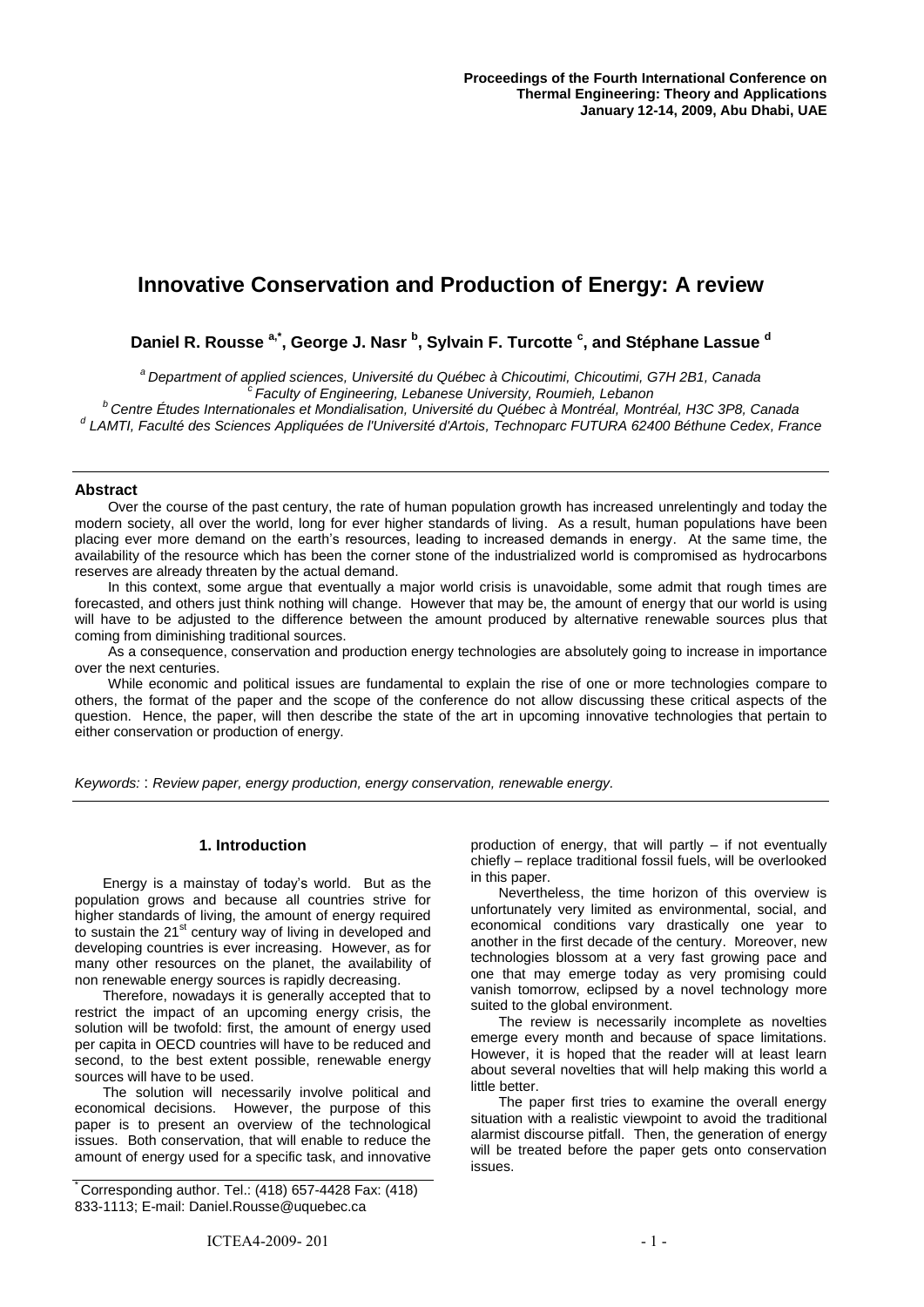# Innovative Conservation and Production of Energy: A review

**Daniel R. Rousse [a,*], George J. Nasr [b], Sylvain F. Turcotte [c], and Stéphane Lassue [d]**

*[a] Department of applied sciences, Université du Québec à Chicoutimi, Chicoutimi, G7H 2B1, Canada*
*[c] Faculty of Engineering, Lebanese University, Roumieh, Lebanon*
*[b] Centre Études Internationales et Mondialisation, Université du Québec à Montréal, Montréal, H3C 3P8, Canada*
*[d] LAMTI, Faculté des Sciences Appliquées de l'Université d'Artois, Technoparc FUTURA 62400 Béthune Cedex, France*

## Abstract

Over the course of the past century, the rate of human population growth has increased unrelentingly and today the modern society, all over the world, long for ever higher standards of living. As a result, human populations have been placing ever more demand on the earth's resources, leading to increased demands in energy. At the same time, the availability of the resource which has been the corner stone of the industrialized world is compromised as hydrocarbons reserves are already threaten by the actual demand.

In this context, some argue that eventually a major world crisis is unavoidable, some admit that rough times are forecasted, and others just think nothing will change. However that may be, the amount of energy that our world is using will have to be adjusted to the difference between the amount produced by alternative renewable sources plus that coming from diminishing traditional sources.

As a consequence, conservation and production energy technologies are absolutely going to increase in importance over the next centuries.

While economic and political issues are fundamental to explain the rise of one or more technologies compare to others, the format of the paper and the scope of the conference do not allow discussing these critical aspects of the question. Hence, the paper, will then describe the state of the art in upcoming innovative technologies that pertain to either conservation or production of energy.

*Keywords:* : *Review paper, energy production, energy conservation, renewable energy.*

## 1. Introduction

Energy is a mainstay of today's world. But as the population grows and because all countries strive for higher standards of living, the amount of energy required to sustain the 21[st] century way of living in developed and developing countries is ever increasing. However, as for many other resources on the planet, the availability of non renewable energy sources is rapidly decreasing.

Therefore, nowadays it is generally accepted that to restrict the impact of an upcoming energy crisis, the solution will be twofold: first, the amount of energy used per capita in OECD countries will have to be reduced and second, to the best extent possible, renewable energy sources will have to be used.

The solution will necessarily involve political and economical decisions. However, the purpose of this paper is to present an overview of the technological issues. Both conservation, that will enable to reduce the amount of energy used for a specific task, and innovative production of energy, that will partly – if not eventually chiefly – replace traditional fossil fuels, will be overlooked in this paper.

Nevertheless, the time horizon of this overview is unfortunately very limited as environmental, social, and economical conditions vary drastically one year to another in the first decade of the century. Moreover, new technologies blossom at a very fast growing pace and one that may emerge today as very promising could vanish tomorrow, eclipsed by a novel technology more suited to the global environment.

The review is necessarily incomplete as novelties emerge every month and because of space limitations. However, it is hoped that the reader will at least learn about several novelties that will help making this world a little better.

The paper first tries to examine the overall energy situation with a realistic viewpoint to avoid the traditional alarmist discourse pitfall. Then, the generation of energy will be treated before the paper gets onto conservation issues.

[*] Corresponding author. Tel.: (418) 657-4428 Fax: (418) 833-1113; E-mail: Daniel.Rousse@uquebec.ca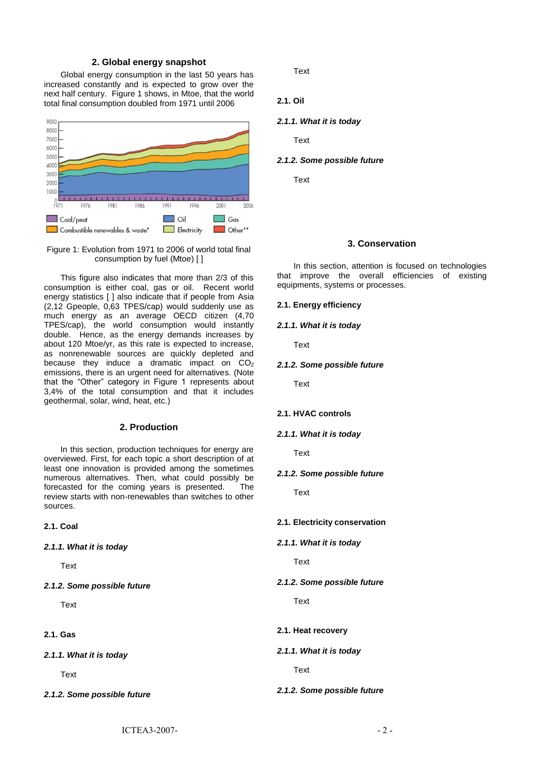## 2. Global energy snapshot

Global energy consumption in the last 50 years has increased constantly and is expected to grow over the next half century. Figure 1 shows, in Mtoe, that the world total final consumption doubled from 1971 until 2006

Figure 1: Evolution from 1971 to 2006 of world total final consumption by fuel (Mtoe) [ ]

This figure also indicates that more than 2/3 of this consumption is either coal, gas or oil. Recent world energy statistics [ ] also indicate that if people from Asia (2,12 Gpeople, 0,63 TPES/cap) would suddenly use as much energy as an average OECD citizen (4,70 TPES/cap), the world consumption would instantly double. Hence, as the energy demands increases by about 120 Mtoe/yr, as this rate is expected to increase, as nonrenewable sources are quickly depleted and because they induce a dramatic impact on $CO_2$ emissions, there is an urgent need for alternatives. (Note that the "Other" category in Figure 1 represents about 3,4% of the total consumption and that it includes geothermal, solar, wind, heat, etc.)

## 2. Production

In this section, production techniques for energy are overviewed. First, for each topic a short description of at least one innovation is provided among the sometimes numerous alternatives. Then, what could possibly be forecasted for the coming years is presented. The review starts with non-renewables than switches to other sources.

### 2.1. Coal

#### *2.1.1. What it is today*

Text

#### *2.1.2. Some possible future*

Text

### 2.1. Gas

#### *2.1.1. What it is today*

Text

#### *2.1.2. Some possible future*

Text

### 2.1. Oil

#### *2.1.1. What it is today*

Text

#### *2.1.2. Some possible future*

Text

## 3. Conservation

In this section, attention is focused on technologies that improve the overall efficiencies of existing equipments, systems or processes.

### 2.1. Energy efficiency

#### *2.1.1. What it is today*

Text

#### *2.1.2. Some possible future*

Text

### 2.1. HVAC controls

#### *2.1.1. What it is today*

Text

#### *2.1.2. Some possible future*

Text

### 2.1. Electricity conservation

#### *2.1.1. What it is today*

Text

#### *2.1.2. Some possible future*

Text

### 2.1. Heat recovery

#### *2.1.1. What it is today*

Text

#### *2.1.2. Some possible future*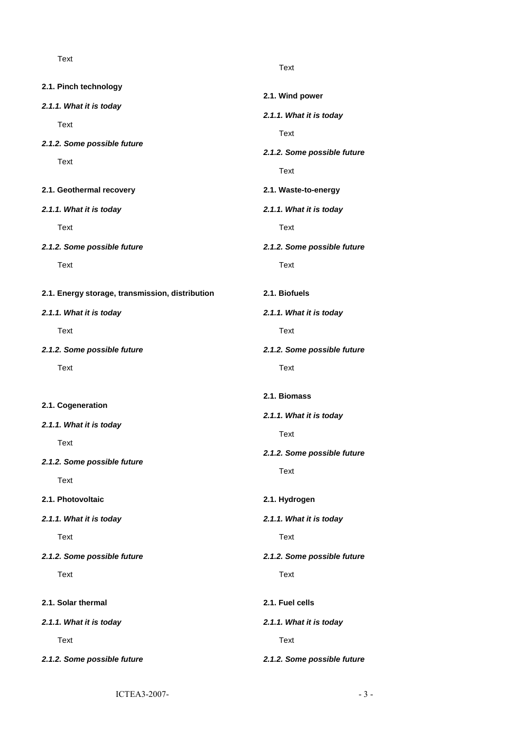Text

### 2.1. Pinch technology

#### *2.1.1. What it is today*

Text

#### *2.1.2. Some possible future*

Text

### 2.1. Geothermal recovery

#### *2.1.1. What it is today*

Text

#### *2.1.2. Some possible future*

Text

### 2.1. Energy storage, transmission, distribution

#### *2.1.1. What it is today*

Text

#### *2.1.2. Some possible future*

Text

### 2.1. Cogeneration

#### *2.1.1. What it is today*

Text

#### *2.1.2. Some possible future*

Text

### 2.1. Photovoltaic

#### *2.1.1. What it is today*

Text

#### *2.1.2. Some possible future*

Text

### 2.1. Solar thermal

#### *2.1.1. What it is today*

Text

#### *2.1.2. Some possible future*

Text

### 2.1. Wind power

#### *2.1.1. What it is today*

Text

#### *2.1.2. Some possible future*

Text

### 2.1. Waste-to-energy

#### *2.1.1. What it is today*

Text

#### *2.1.2. Some possible future*

Text

### 2.1. Biofuels

#### *2.1.1. What it is today*

Text

#### *2.1.2. Some possible future*

Text

### 2.1. Biomass

#### *2.1.1. What it is today*

Text

#### *2.1.2. Some possible future*

Text

### 2.1. Hydrogen

#### *2.1.1. What it is today*

Text

#### *2.1.2. Some possible future*

Text

### 2.1. Fuel cells

#### *2.1.1. What it is today*

Text

#### *2.1.2. Some possible future*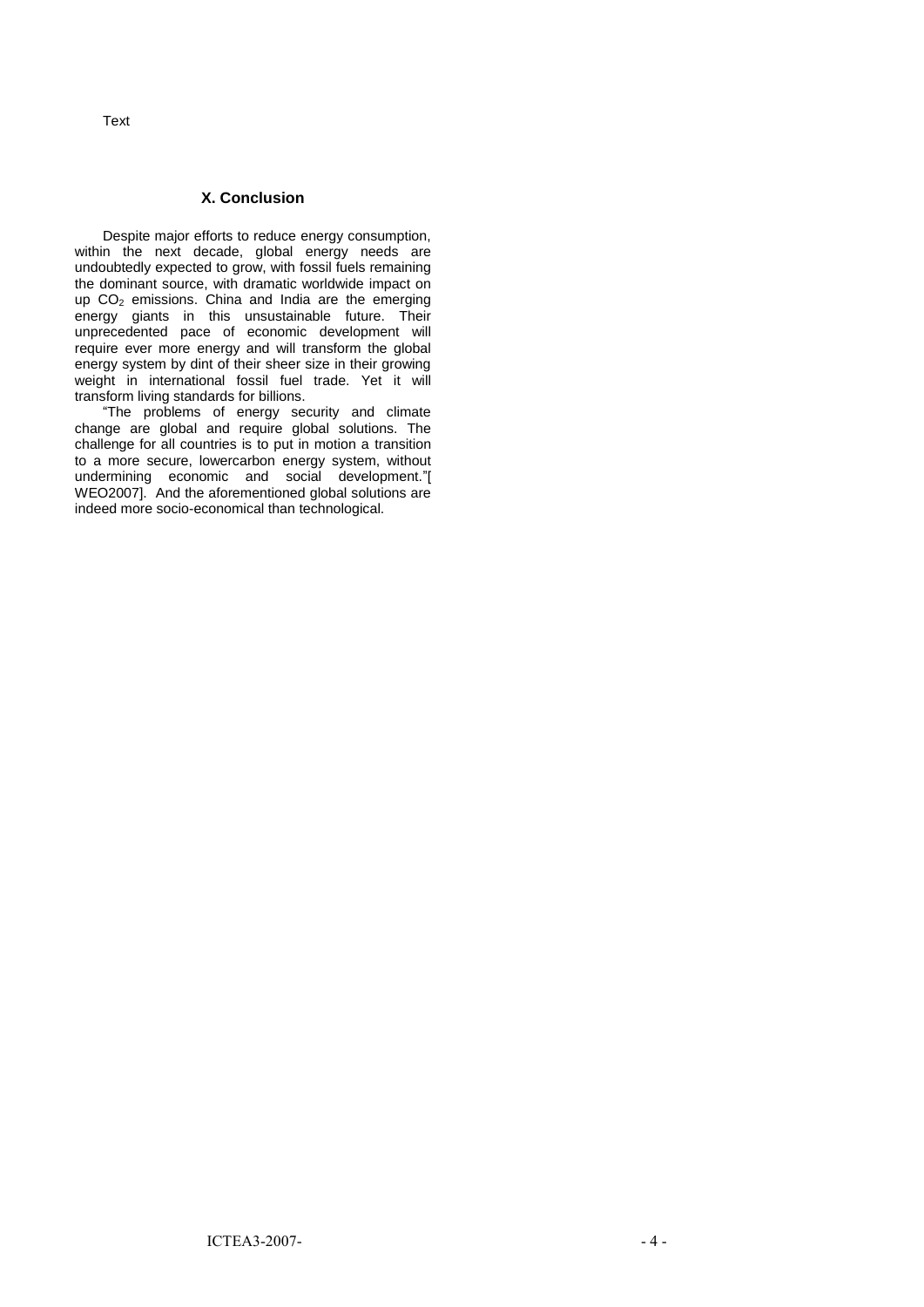Text

## X. Conclusion

Despite major efforts to reduce energy consumption, within the next decade, global energy needs are undoubtedly expected to grow, with fossil fuels remaining the dominant source, with dramatic worldwide impact on up $CO_2$ emissions. China and India are the emerging energy giants in this unsustainable future. Their unprecedented pace of economic development will require ever more energy and will transform the global energy system by dint of their sheer size in their growing weight in international fossil fuel trade. Yet it will transform living standards for billions.

"The problems of energy security and climate change are global and require global solutions. The challenge for all countries is to put in motion a transition to a more secure, lowercarbon energy system, without undermining economic and social development."[ WEO2007]. And the aforementioned global solutions are indeed more socio-economical than technological.